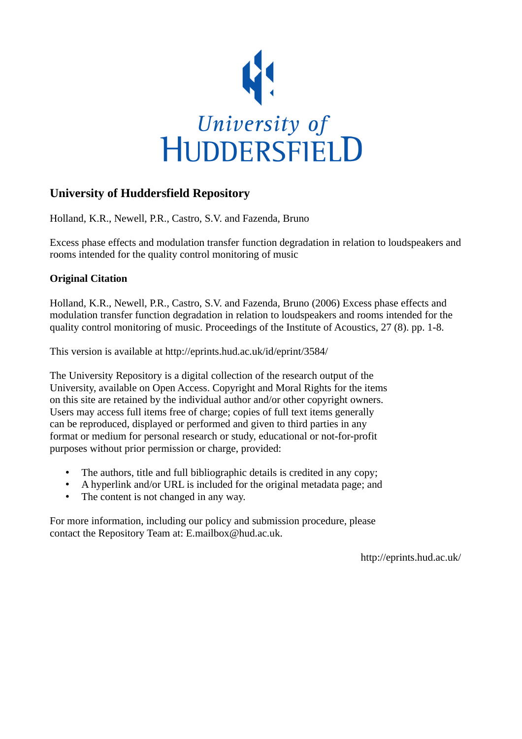University of
HUDDERSFIELD

## University of Huddersfield Repository

Holland, K.R., Newell, P.R., Castro, S.V. and Fazenda, Bruno

Excess phase effects and modulation transfer function degradation in relation to loudspeakers and rooms intended for the quality control monitoring of music

### Original Citation

Holland, K.R., Newell, P.R., Castro, S.V. and Fazenda, Bruno (2006) Excess phase effects and modulation transfer function degradation in relation to loudspeakers and rooms intended for the quality control monitoring of music. Proceedings of the Institute of Acoustics, 27 (8). pp. 1-8.

This version is available at http://eprints.hud.ac.uk/id/eprint/3584/

The University Repository is a digital collection of the research output of the University, available on Open Access. Copyright and Moral Rights for the items on this site are retained by the individual author and/or other copyright owners. Users may access full items free of charge; copies of full text items generally can be reproduced, displayed or performed and given to third parties in any format or medium for personal research or study, educational or not-for-profit purposes without prior permission or charge, provided:

- The authors, title and full bibliographic details is credited in any copy;
- A hyperlink and/or URL is included for the original metadata page; and
- The content is not changed in any way.

For more information, including our policy and submission procedure, please contact the Repository Team at: E.mailbox@hud.ac.uk.

http://eprints.hud.ac.uk/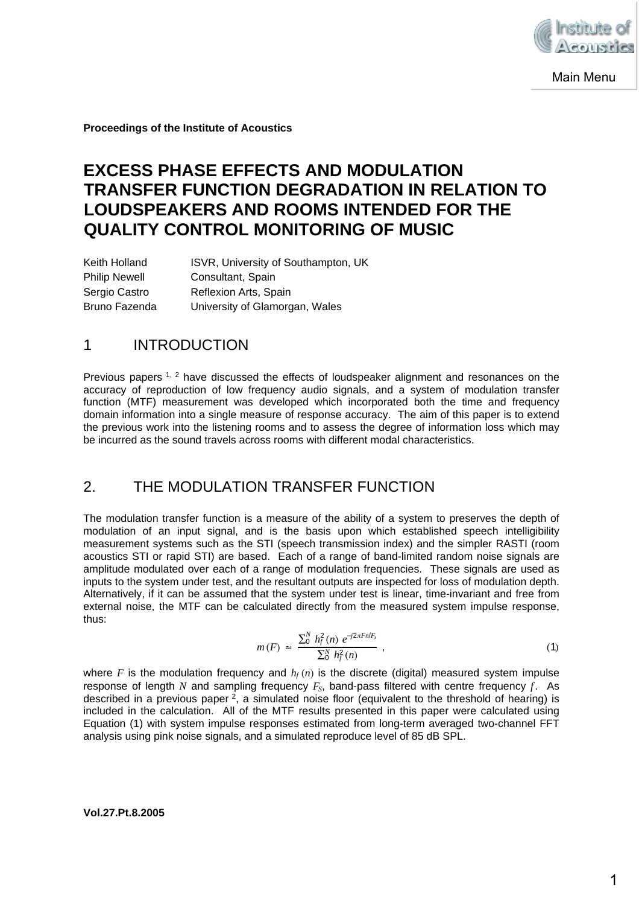**Proceedings of the Institute of Acoustics**

# EXCESS PHASE EFFECTS AND MODULATION TRANSFER FUNCTION DEGRADATION IN RELATION TO LOUDSPEAKERS AND ROOMS INTENDED FOR THE QUALITY CONTROL MONITORING OF MUSIC

Keith Holland ISVR, University of Southampton, UK
Philip Newell Consultant, Spain
Sergio Castro Reflexion Arts, Spain
Bruno Fazenda University of Glamorgan, Wales

## 1 INTRODUCTION

Previous papers [1, 2] have discussed the effects of loudspeaker alignment and resonances on the accuracy of reproduction of low frequency audio signals, and a system of modulation transfer function (MTF) measurement was developed which incorporated both the time and frequency domain information into a single measure of response accuracy. The aim of this paper is to extend the previous work into the listening rooms and to assess the degree of information loss which may be incurred as the sound travels across rooms with different modal characteristics.

## 2. THE MODULATION TRANSFER FUNCTION

The modulation transfer function is a measure of the ability of a system to preserves the depth of modulation of an input signal, and is the basis upon which established speech intelligibility measurement systems such as the STI (speech transmission index) and the simpler RASTI (room acoustics STI or rapid STI) are based. Each of a range of band-limited random noise signals are amplitude modulated over each of a range of modulation frequencies. These signals are used as inputs to the system under test, and the resultant outputs are inspected for loss of modulation depth. Alternatively, if it can be assumed that the system under test is linear, time-invariant and free from external noise, the MTF can be calculated directly from the measured system impulse response, thus:

$$m(F) \approx \frac{\sum_0^N h_f^2(n)\, e^{-j2\pi Fn/F_s}}{\sum_0^N h_f^2(n)} \quad , \tag{1}$$

where $F$ is the modulation frequency and $h_f(n)$ is the discrete (digital) measured system impulse response of length $N$ and sampling frequency $F_S$, band-pass filtered with centre frequency $f$. As described in a previous paper [2], a simulated noise floor (equivalent to the threshold of hearing) is included in the calculation. All of the MTF results presented in this paper were calculated using Equation (1) with system impulse responses estimated from long-term averaged two-channel FFT analysis using pink noise signals, and a simulated reproduce level of 85 dB SPL.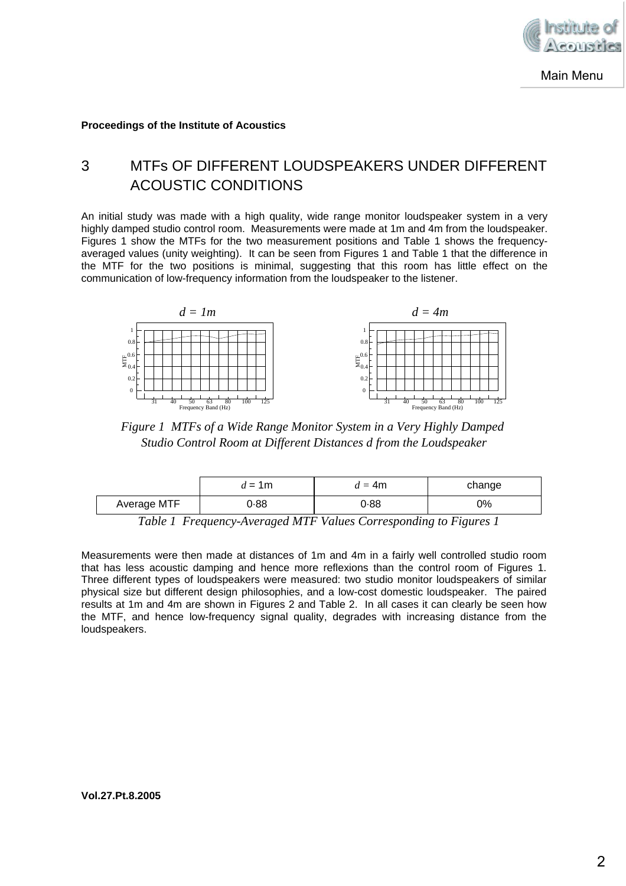## 3 MTFs OF DIFFERENT LOUDSPEAKERS UNDER DIFFERENT ACOUSTIC CONDITIONS

An initial study was made with a high quality, wide range monitor loudspeaker system in a very highly damped studio control room. Measurements were made at 1m and 4m from the loudspeaker. Figures 1 show the MTFs for the two measurement positions and Table 1 shows the frequency-averaged values (unity weighting). It can be seen from Figures 1 and Table 1 that the difference in the MTF for the two positions is minimal, suggesting that this room has little effect on the communication of low-frequency information from the loudspeaker to the listener.

*Figure 1 MTFs of a Wide Range Monitor System in a Very Highly Damped Studio Control Room at Different Distances d from the Loudspeaker*

| | $d$ = 1m | $d$ = 4m | change |
|---|---|---|---|
| Average MTF | 0·88 | 0·88 | 0% |

*Table 1 Frequency-Averaged MTF Values Corresponding to Figures 1*

Measurements were then made at distances of 1m and 4m in a fairly well controlled studio room that has less acoustic damping and hence more reflexions than the control room of Figures 1. Three different types of loudspeakers were measured: two studio monitor loudspeakers of similar physical size but different design philosophies, and a low-cost domestic loudspeaker. The paired results at 1m and 4m are shown in Figures 2 and Table 2. In all cases it can clearly be seen how the MTF, and hence low-frequency signal quality, degrades with increasing distance from the loudspeakers.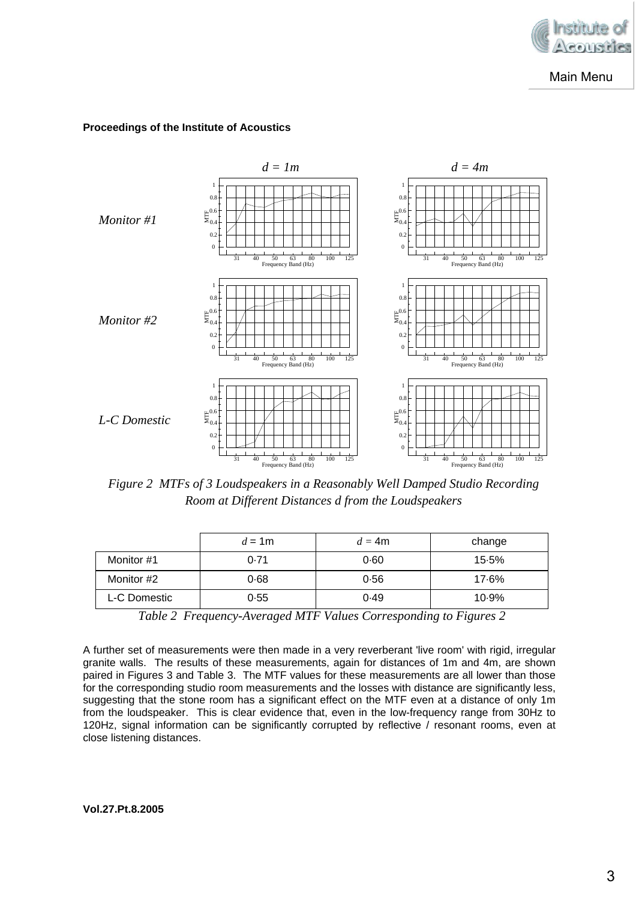*Figure 2 MTFs of 3 Loudspeakers in a Reasonably Well Damped Studio Recording Room at Different Distances d from the Loudspeakers*

| | $d$ = 1m | $d$ = 4m | change |
|---|---|---|---|
| Monitor #1 | 0·71 | 0·60 | 15·5% |
| Monitor #2 | 0·68 | 0·56 | 17·6% |
| L-C Domestic | 0·55 | 0·49 | 10·9% |

*Table 2 Frequency-Averaged MTF Values Corresponding to Figures 2*

A further set of measurements were then made in a very reverberant 'live room' with rigid, irregular granite walls. The results of these measurements, again for distances of 1m and 4m, are shown paired in Figures 3 and Table 3. The MTF values for these measurements are all lower than those for the corresponding studio room measurements and the losses with distance are significantly less, suggesting that the stone room has a significant effect on the MTF even at a distance of only 1m from the loudspeaker. This is clear evidence that, even in the low-frequency range from 30Hz to 120Hz, signal information can be significantly corrupted by reflective / resonant rooms, even at close listening distances.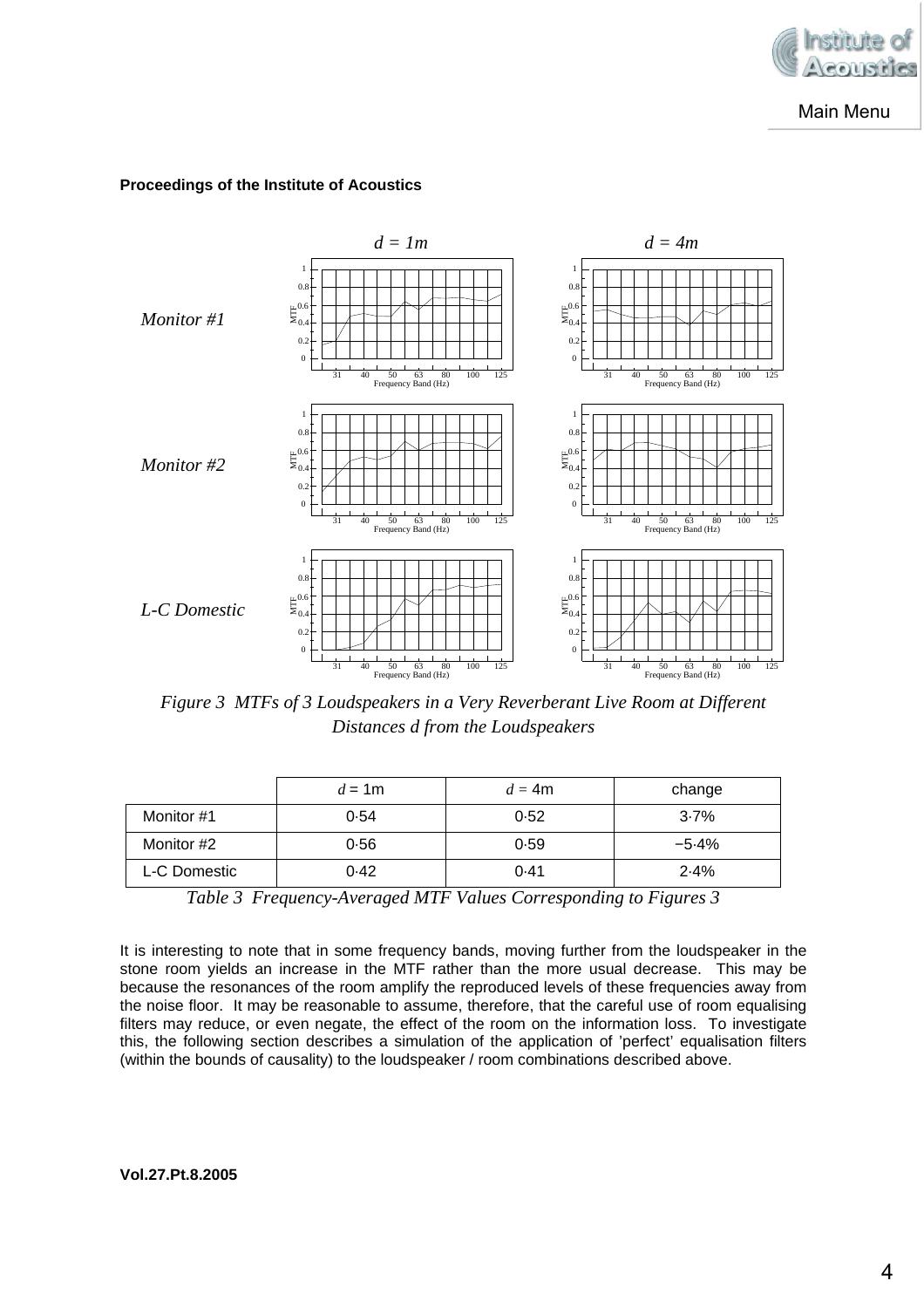*Figure 3 MTFs of 3 Loudspeakers in a Very Reverberant Live Room at Different Distances d from the Loudspeakers*

| | *d* = 1m | *d* = 4m | change |
|---|---|---|---|
| Monitor #1 | 0·54 | 0·52 | 3·7% |
| Monitor #2 | 0·56 | 0·59 | −5·4% |
| L-C Domestic | 0·42 | 0·41 | 2·4% |

*Table 3 Frequency-Averaged MTF Values Corresponding to Figures 3*

It is interesting to note that in some frequency bands, moving further from the loudspeaker in the stone room yields an increase in the MTF rather than the more usual decrease. This may be because the resonances of the room amplify the reproduced levels of these frequencies away from the noise floor. It may be reasonable to assume, therefore, that the careful use of room equalising filters may reduce, or even negate, the effect of the room on the information loss. To investigate this, the following section describes a simulation of the application of 'perfect' equalisation filters (within the bounds of causality) to the loudspeaker / room combinations described above.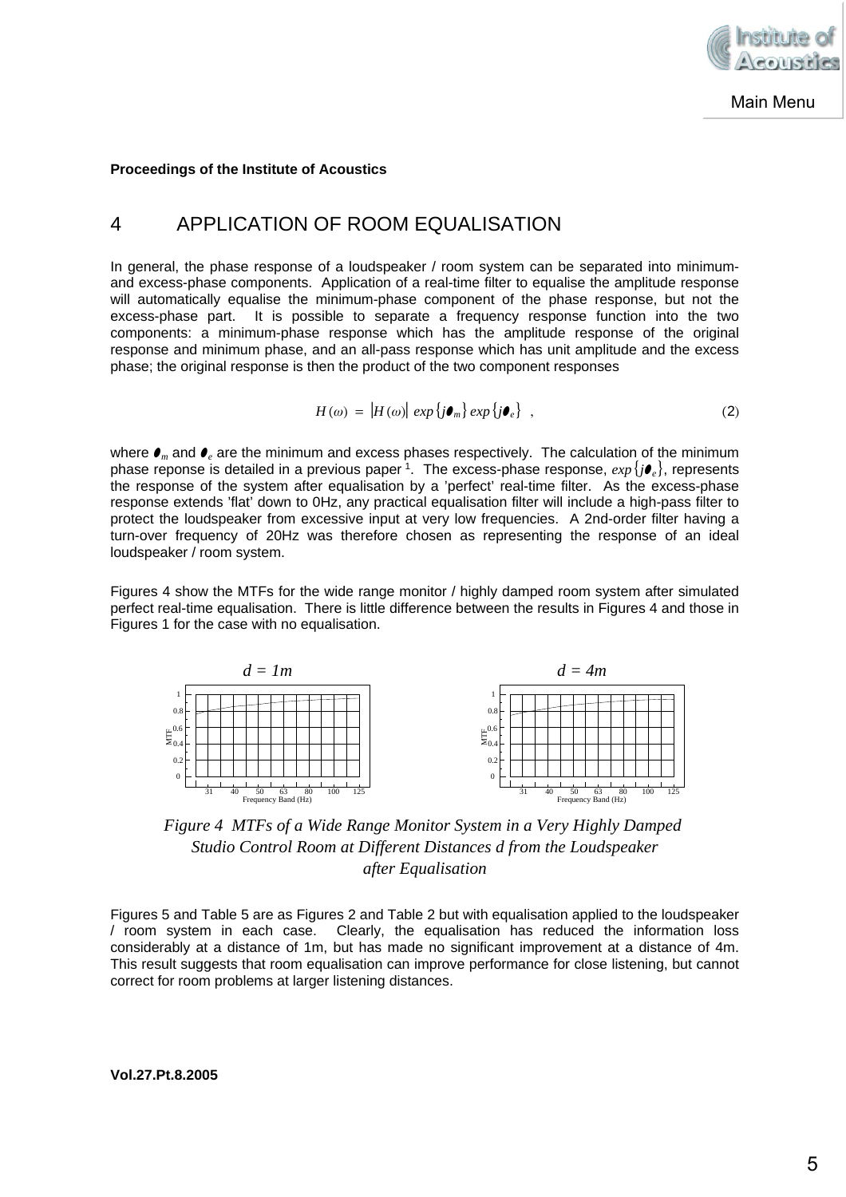# 4 APPLICATION OF ROOM EQUALISATION

In general, the phase response of a loudspeaker / room system can be separated into minimum- and excess-phase components. Application of a real-time filter to equalise the amplitude response will automatically equalise the minimum-phase component of the phase response, but not the excess-phase part. It is possible to separate a frequency response function into the two components: a minimum-phase response which has the amplitude response of the original response and minimum phase, and an all-pass response which has unit amplitude and the excess phase; the original response is then the product of the two component responses

$$H(\omega) = |H(\omega)| \exp\{j\phi_m\} \exp\{j\phi_e\} \quad , \tag{2}$$

where $\phi_m$ and $\phi_e$ are the minimum and excess phases respectively. The calculation of the minimum phase reponse is detailed in a previous paper [1]. The excess-phase response, $\exp\{j\phi_e\}$, represents the response of the system after equalisation by a 'perfect' real-time filter. As the excess-phase response extends 'flat' down to 0Hz, any practical equalisation filter will include a high-pass filter to protect the loudspeaker from excessive input at very low frequencies. A 2nd-order filter having a turn-over frequency of 20Hz was therefore chosen as representing the response of an ideal loudspeaker / room system.

Figures 4 show the MTFs for the wide range monitor / highly damped room system after simulated perfect real-time equalisation. There is little difference between the results in Figures 4 and those in Figures 1 for the case with no equalisation.

*Figure 4 MTFs of a Wide Range Monitor System in a Very Highly Damped Studio Control Room at Different Distances d from the Loudspeaker after Equalisation*

Figures 5 and Table 5 are as Figures 2 and Table 2 but with equalisation applied to the loudspeaker / room system in each case. Clearly, the equalisation has reduced the information loss considerably at a distance of 1m, but has made no significant improvement at a distance of 4m. This result suggests that room equalisation can improve performance for close listening, but cannot correct for room problems at larger listening distances.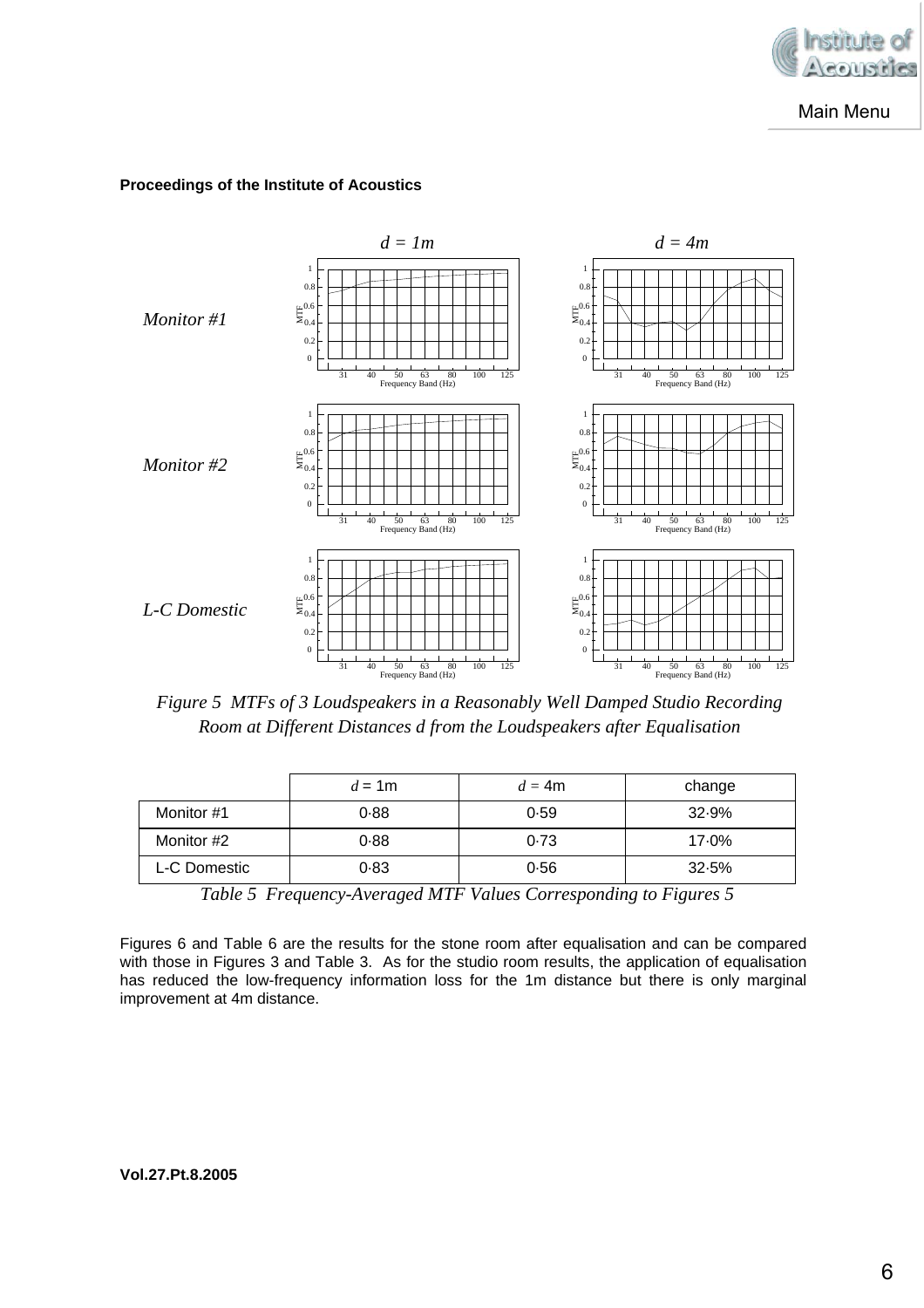*Figure 5 MTFs of 3 Loudspeakers in a Reasonably Well Damped Studio Recording Room at Different Distances d from the Loudspeakers after Equalisation*

| | $d$ = 1m | $d$ = 4m | change |
|---|---|---|---|
| Monitor #1 | 0·88 | 0·59 | 32·9% |
| Monitor #2 | 0·88 | 0·73 | 17·0% |
| L-C Domestic | 0·83 | 0·56 | 32·5% |

*Table 5 Frequency-Averaged MTF Values Corresponding to Figures 5*

Figures 6 and Table 6 are the results for the stone room after equalisation and can be compared with those in Figures 3 and Table 3. As for the studio room results, the application of equalisation has reduced the low-frequency information loss for the 1m distance but there is only marginal improvement at 4m distance.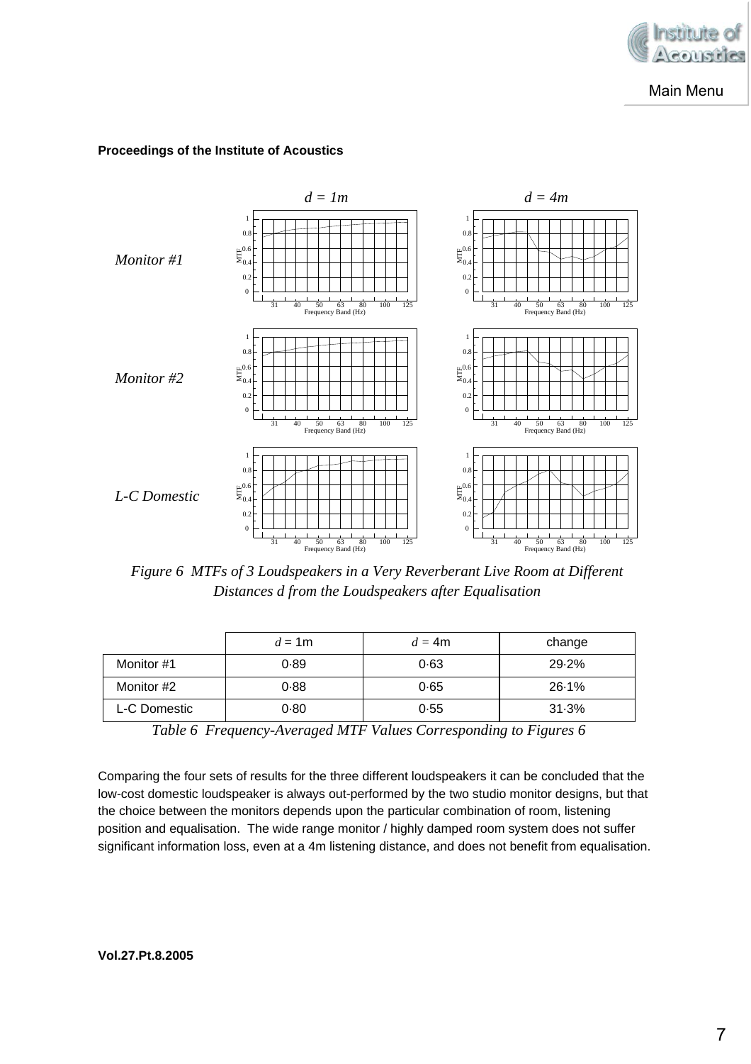*Figure 6 MTFs of 3 Loudspeakers in a Very Reverberant Live Room at Different Distances d from the Loudspeakers after Equalisation*

| | *d* = 1m | *d* = 4m | change |
|---|---|---|---|
| Monitor #1 | 0·89 | 0·63 | 29·2% |
| Monitor #2 | 0·88 | 0·65 | 26·1% |
| L-C Domestic | 0·80 | 0·55 | 31·3% |

*Table 6 Frequency-Averaged MTF Values Corresponding to Figures 6*

Comparing the four sets of results for the three different loudspeakers it can be concluded that the low-cost domestic loudspeaker is always out-performed by the two studio monitor designs, but that the choice between the monitors depends upon the particular combination of room, listening position and equalisation. The wide range monitor / highly damped room system does not suffer significant information loss, even at a 4m listening distance, and does not benefit from equalisation.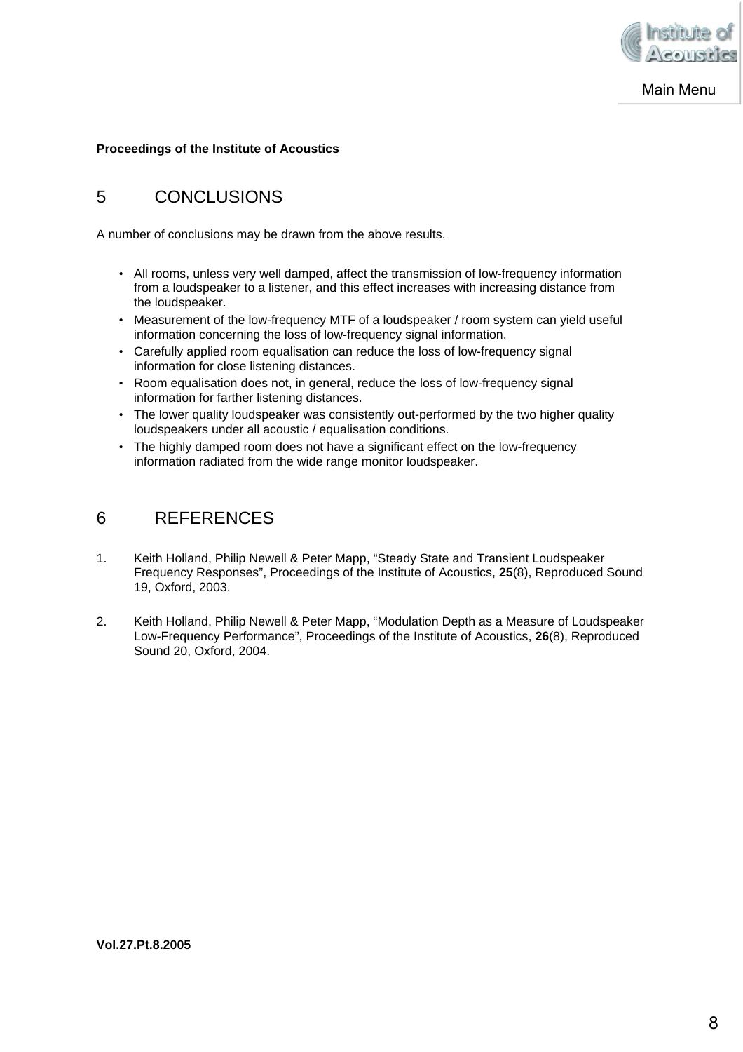## 5 CONCLUSIONS

A number of conclusions may be drawn from the above results.

- All rooms, unless very well damped, affect the transmission of low-frequency information from a loudspeaker to a listener, and this effect increases with increasing distance from the loudspeaker.
- Measurement of the low-frequency MTF of a loudspeaker / room system can yield useful information concerning the loss of low-frequency signal information.
- Carefully applied room equalisation can reduce the loss of low-frequency signal information for close listening distances.
- Room equalisation does not, in general, reduce the loss of low-frequency signal information for farther listening distances.
- The lower quality loudspeaker was consistently out-performed by the two higher quality loudspeakers under all acoustic / equalisation conditions.
- The highly damped room does not have a significant effect on the low-frequency information radiated from the wide range monitor loudspeaker.

## 6 REFERENCES

1. Keith Holland, Philip Newell & Peter Mapp, "Steady State and Transient Loudspeaker Frequency Responses", Proceedings of the Institute of Acoustics, **25**(8), Reproduced Sound 19, Oxford, 2003.

2. Keith Holland, Philip Newell & Peter Mapp, "Modulation Depth as a Measure of Loudspeaker Low-Frequency Performance", Proceedings of the Institute of Acoustics, **26**(8), Reproduced Sound 20, Oxford, 2004.